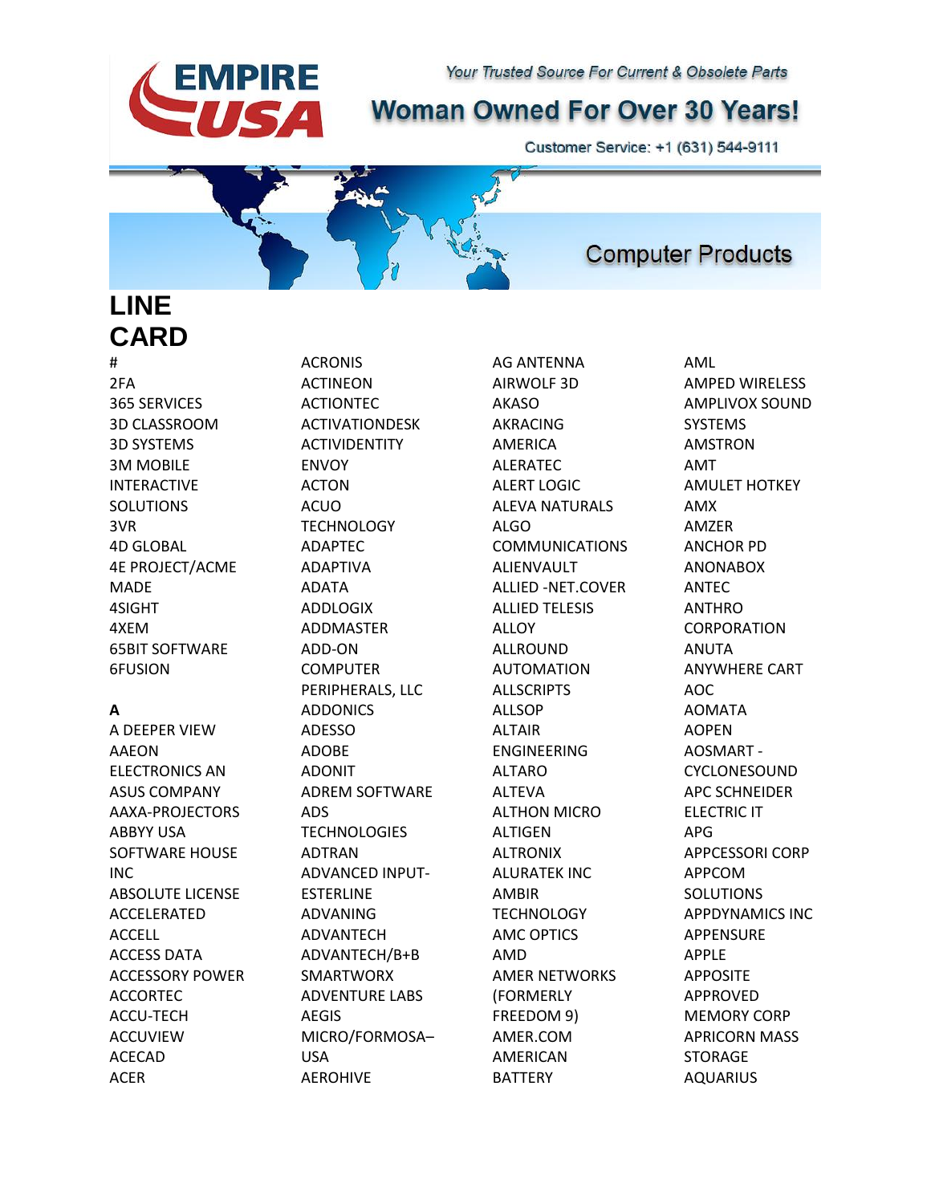# EMPIRE USA

*Your Trusted Source For Current & Obsolete Parts*

## Woman Owned For Over 30 Years!

Customer Service: +1 (631) 544-9111

Computer Products

# LINE CARD

**#**

2FA
365 SERVICES
3D CLASSROOM
3D SYSTEMS
3M MOBILE INTERACTIVE SOLUTIONS
3VR
4D GLOBAL
4E PROJECT/ACME MADE
4SIGHT
4XEM
65BIT SOFTWARE
6FUSION

**A**

A DEEPER VIEW
AAEON ELECTRONICS AN ASUS COMPANY
AAXA-PROJECTORS
ABBYY USA SOFTWARE HOUSE INC
ABSOLUTE LICENSE
ACCELERATED
ACCELL
ACCESS DATA
ACCESSORY POWER
ACCORTEC
ACCU-TECH
ACCUVIEW
ACECAD
ACER
ACRONIS
ACTINEON
ACTIONTEC
ACTIVATIONDESK
ACTIVIDENTITY ENVOY
ACTON
ACUO TECHNOLOGY
ADAPTEC
ADAPTIVA
ADATA
ADDLOGIX
ADDMASTER
ADD-ON COMPUTER PERIPHERALS, LLC
ADDONICS
ADESSO
ADOBE
ADONIT
ADREM SOFTWARE
ADS TECHNOLOGIES
ADTRAN
ADVANCED INPUT-ESTERLINE
ADVANING
ADVANTECH
ADVANTECH/B+B SMARTWORX
ADVENTURE LABS
AEGIS MICRO/FORMOSA–USA
AEROHIVE
AG ANTENNA
AIRWOLF 3D
AKASO
AKRACING AMERICA
ALERATEC
ALERT LOGIC
ALEVA NATURALS
ALGO COMMUNICATIONS
ALIENVAULT
ALLIED -NET.COVER
ALLIED TELESIS
ALLOY
ALLROUND AUTOMATION
ALLSCRIPTS
ALLSOP
ALTAIR ENGINEERING
ALTARO
ALTEVA
ALTHON MICRO
ALTIGEN
ALTRONIX
ALURATEK INC
AMBIR TECHNOLOGY
AMC OPTICS
AMD
AMER NETWORKS (FORMERLY FREEDOM 9)
AMER.COM
AMERICAN BATTERY
AML
AMPED WIRELESS
AMPLIVOX SOUND SYSTEMS
AMSTRON
AMT
AMULET HOTKEY
AMX
AMZER
ANCHOR PD
ANONABOX
ANTEC
ANTHRO CORPORATION
ANUTA
ANYWHERE CART
AOC
AOMATA
AOPEN
AOSMART - CYCLONESOUND
APC SCHNEIDER ELECTRIC IT
APG
APPCESSORI CORP
APPCOM SOLUTIONS
APPDYNAMICS INC
APPENSURE
APPLE
APPOSITE
APPROVED MEMORY CORP
APRICORN MASS STORAGE
AQUARIUS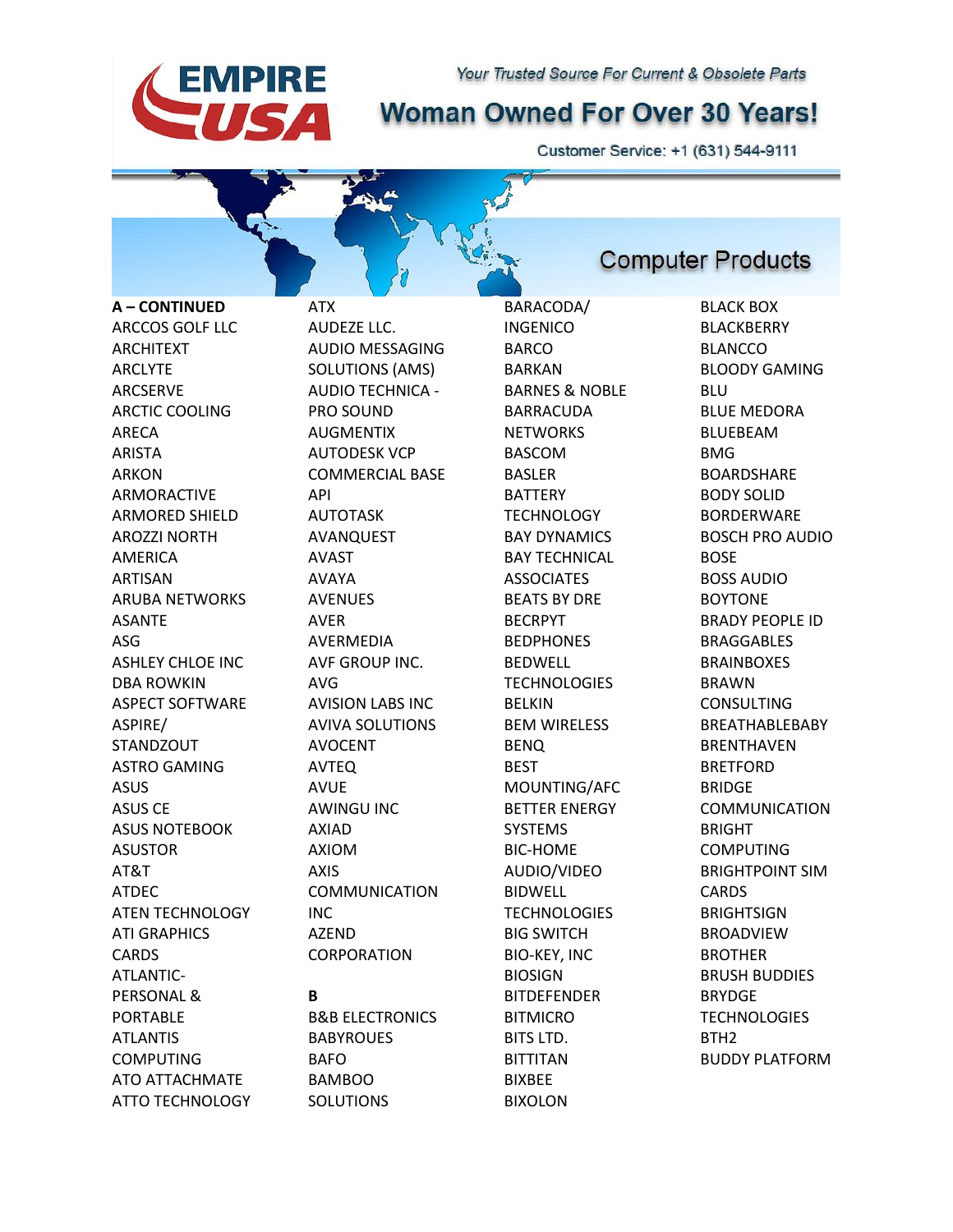# EMPIRE USA

*Your Trusted Source For Current & Obsolete Parts*

## Woman Owned For Over 30 Years!

Customer Service: +1 (631) 544-9111

## Computer Products

**A – CONTINUED**

ARCCOS GOLF LLC
ARCHITEXT
ARCLYTE
ARCSERVE
ARCTIC COOLING
ARECA
ARISTA
ARKON
ARMORACTIVE
ARMORED SHIELD
AROZZI NORTH AMERICA
ARTISAN
ARUBA NETWORKS
ASANTE
ASG
ASHLEY CHLOE INC DBA ROWKIN
ASPECT SOFTWARE
ASPIRE/ STANDZOUT
ASTRO GAMING
ASUS
ASUS CE
ASUS NOTEBOOK
ASUSTOR
AT&T
ATDEC
ATEN TECHNOLOGY
ATI GRAPHICS CARDS
ATLANTIC-PERSONAL & PORTABLE
ATLANTIS COMPUTING
ATO ATTACHMATE
ATTO TECHNOLOGY
ATX
AUDEZE LLC.
AUDIO MESSAGING SOLUTIONS (AMS)
AUDIO TECHNICA - PRO SOUND
AUGMENTIX
AUTODESK VCP COMMERCIAL BASE API
AUTOTASK
AVANQUEST
AVAST
AVAYA
AVENUES
AVER
AVERMEDIA
AVF GROUP INC.
AVG
AVISION LABS INC
AVIVA SOLUTIONS
AVOCENT
AVTEQ
AVUE
AWINGU INC
AXIAD
AXIOM
AXIS COMMUNICATION INC
AZEND CORPORATION

**B**

B&B ELECTRONICS
BABYROUES
BAFO
BAMBOO SOLUTIONS
BARACODA/ INGENICO
BARCO
BARKAN
BARNES & NOBLE
BARRACUDA NETWORKS
BASCOM
BASLER
BATTERY TECHNOLOGY
BAY DYNAMICS
BAY TECHNICAL ASSOCIATES
BEATS BY DRE
BECRPYT
BEDPHONES
BEDWELL TECHNOLOGIES
BELKIN
BEM WIRELESS
BENQ
BEST MOUNTING/AFC
BETTER ENERGY SYSTEMS
BIC-HOME AUDIO/VIDEO
BIDWELL TECHNOLOGIES
BIG SWITCH
BIO-KEY, INC
BIOSIGN
BITDEFENDER
BITMICRO
BITS LTD.
BITTITAN
BIXBEE
BIXOLON
BLACK BOX
BLACKBERRY
BLANCCO
BLOODY GAMING
BLU
BLUE MEDORA
BLUEBEAM
BMG
BOARDSHARE
BODY SOLID
BORDERWARE
BOSCH PRO AUDIO
BOSE
BOSS AUDIO
BOYTONE
BRADY PEOPLE ID
BRAGGABLES
BRAINBOXES
BRAWN CONSULTING
BREATHABLEBABY
BRENTHAVEN
BRETFORD
BRIDGE COMMUNICATION
BRIGHT COMPUTING
BRIGHTPOINT SIM CARDS
BRIGHTSIGN
BROADVIEW
BROTHER
BRUSH BUDDIES
BRYDGE TECHNOLOGIES
BTH2
BUDDY PLATFORM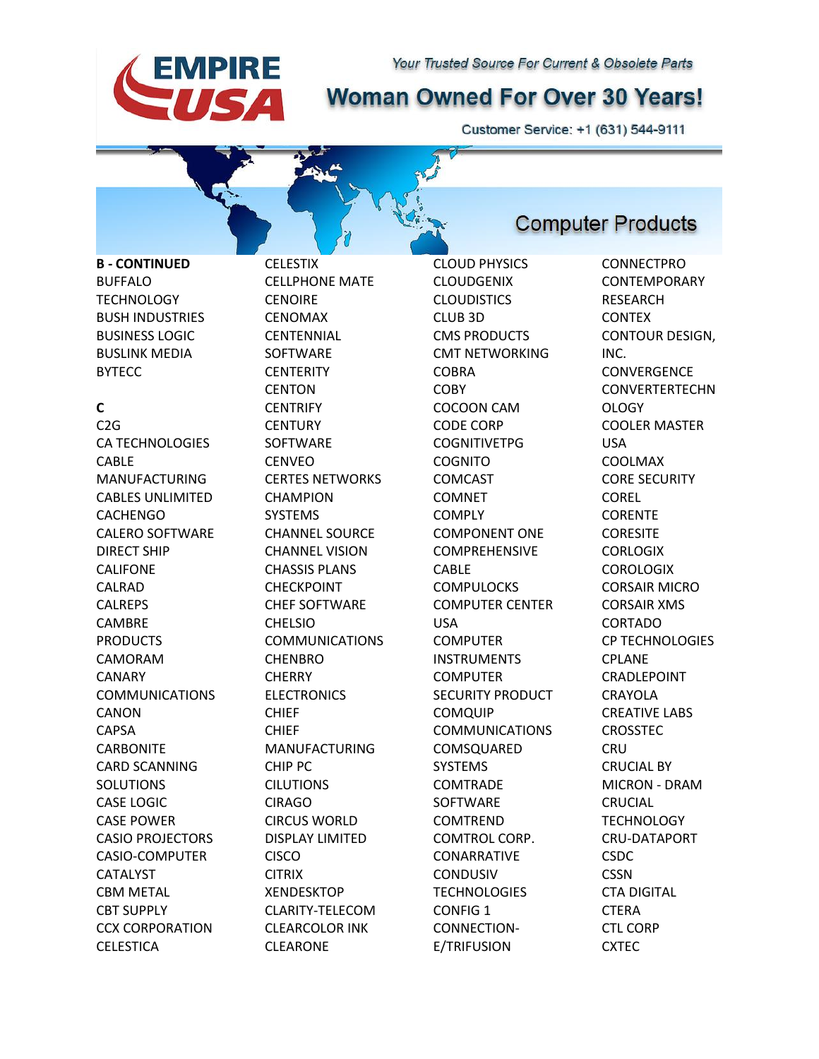# EMPIRE USA

*Your Trusted Source For Current & Obsolete Parts*

## Woman Owned For Over 30 Years!

Customer Service: +1 (631) 544-9111

## Computer Products

**B - CONTINUED**

BUFFALO TECHNOLOGY
BUSH INDUSTRIES
BUSINESS LOGIC
BUSLINK MEDIA
BYTECC

**C**

C2G
CA TECHNOLOGIES
CABLE MANUFACTURING
CABLES UNLIMITED
CACHENGO
CALERO SOFTWARE
DIRECT SHIP
CALIFONE
CALRAD
CALREPS
CAMBRE PRODUCTS
CAMORAM
CANARY COMMUNICATIONS
CANON
CAPSA
CARBONITE
CARD SCANNING SOLUTIONS
CASE LOGIC
CASE POWER
CASIO PROJECTORS
CASIO-COMPUTER
CATALYST
CBM METAL
CBT SUPPLY
CCX CORPORATION
CELESTICA
CELESTIX
CELLPHONE MATE
CENOIRE
CENOMAX
CENTENNIAL SOFTWARE
CENTERITY
CENTON
CENTRIFY
CENTURY SOFTWARE
CENVEO
CERTES NETWORKS
CHAMPION SYSTEMS
CHANNEL SOURCE
CHANNEL VISION
CHASSIS PLANS
CHECKPOINT
CHEF SOFTWARE
CHELSIO COMMUNICATIONS
CHENBRO
CHERRY ELECTRONICS
CHIEF
CHIEF MANUFACTURING
CHIP PC
CILUTIONS
CIRAGO
CIRCUS WORLD DISPLAY LIMITED
CISCO
CITRIX XENDESKTOP
CLARITY-TELECOM
CLEARCOLOR INK
CLEARONE
CLOUD PHYSICS
CLOUDGENIX
CLOUDISTICS
CLUB 3D
CMS PRODUCTS
CMT NETWORKING
COBRA
COBY
COCOON CAM
CODE CORP
COGNITIVETPG
COGNITO
COMCAST
COMNET
COMPLY
COMPONENT ONE
COMPREHENSIVE CABLE
COMPULOCKS
COMPUTER CENTER USA
COMPUTER INSTRUMENTS
COMPUTER SECURITY PRODUCT
COMQUIP COMMUNICATIONS
COMSQUARED SYSTEMS
COMTRADE SOFTWARE
COMTREND
COMTROL CORP.
CONARRATIVE
CONDUSIV TECHNOLOGIES
CONFIG 1
CONNECTION-E/TRIFUSION
CONNECTPRO
CONTEMPORARY RESEARCH
CONTEX
CONTOUR DESIGN, INC.
CONVERGENCE
CONVERTERTECHNOLOGY
COOLER MASTER USA
COOLMAX
CORE SECURITY
COREL
CORENTE
CORESITE
CORLOGIX
COROLOGIX
CORSAIR MICRO
CORSAIR XMS
CORTADO
CP TECHNOLOGIES
CPLANE
CRADLEPOINT
CRAYOLA
CREATIVE LABS
CROSSTEC
CRU
CRUCIAL BY MICRON - DRAM
CRUCIAL TECHNOLOGY
CRU-DATAPORT
CSDC
CSSN
CTA DIGITAL
CTERA
CTL CORP
CXTEC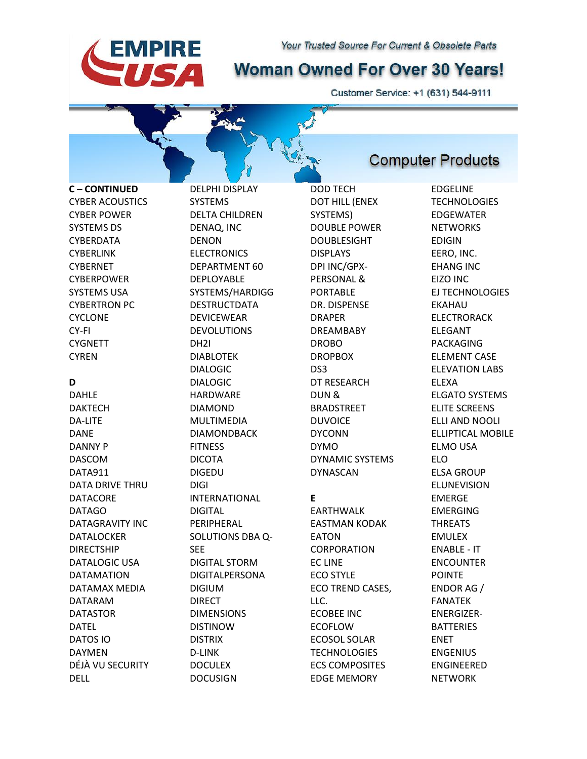**EMPIRE USA**

*Your Trusted Source For Current & Obsolete Parts*

# Woman Owned For Over 30 Years!

Customer Service: +1 (631) 544-9111

## Computer Products

**C – CONTINUED**

CYBER ACOUSTICS
CYBER POWER SYSTEMS DS
CYBERDATA
CYBERLINK
CYBERNET
CYBERPOWER SYSTEMS USA
CYBERTRON PC
CYCLONE
CY-FI
CYGNETT
CYREN

**D**

DAHLE
DAKTECH
DA-LITE
DANE
DANNY P
DASCOM
DATA911
DATA DRIVE THRU
DATACORE
DATAGO
DATAGRAVITY INC
DATALOCKER
DIRECTSHIP
DATALOGIC USA
DATAMATION
DATAMAX MEDIA
DATARAM
DATASTOR
DATEL
DATOS IO
DAYMEN
DÉJÀ VU SECURITY
DELL
DELPHI DISPLAY SYSTEMS
DELTA CHILDREN
DENAQ, INC
DENON ELECTRONICS
DEPARTMENT 60
DEPLOYABLE SYSTEMS/HARDIGG
DESTRUCTDATA
DEVICEWEAR
DEVOLUTIONS
DH2I
DIABLOTEK
DIALOGIC
DIALOGIC HARDWARE
DIAMOND MULTIMEDIA
DIAMONDBACK FITNESS
DICOTA
DIGEDU
DIGI INTERNATIONAL
DIGITAL PERIPHERAL SOLUTIONS DBA Q-SEE
DIGITAL STORM
DIGITALPERSONA
DIGIUM
DIRECT DIMENSIONS
DISTINOW
DISTRIX
D-LINK
DOCULEX
DOCUSIGN
DOD TECH
DOT HILL (ENEX SYSTEMS)
DOUBLE POWER
DOUBLESIGHT DISPLAYS
DPI INC/GPX-PERSONAL & PORTABLE
DR. DISPENSE
DRAPER
DREAMBABY
DROBO
DROPBOX
DS3
DT RESEARCH
DUN & BRADSTREET
DUVOICE
DYCONN
DYMO
DYNAMIC SYSTEMS
DYNASCAN

**E**

EARTHWALK
EASTMAN KODAK
EATON CORPORATION
EC LINE
ECO STYLE
ECO TREND CASES, LLC.
ECOBEE INC
ECOFLOW
ECOSOL SOLAR TECHNOLOGIES
ECS COMPOSITES
EDGE MEMORY
EDGELINE TECHNOLOGIES
EDGEWATER NETWORKS
EDIGIN
EERO, INC.
EHANG INC
EIZO INC
EJ TECHNOLOGIES
EKAHAU
ELECTRORACK
ELEGANT PACKAGING
ELEMENT CASE
ELEVATION LABS
ELEXA
ELGATO SYSTEMS
ELITE SCREENS
ELLI AND NOOLI
ELLIPTICAL MOBILE
ELMO USA
ELO
ELSA GROUP
ELUNEVISION
EMERGE
EMERGING THREATS
EMULEX
ENABLE - IT
ENCOUNTER POINTE
ENDOR AG / FANATEK
ENERGIZER-BATTERIES
ENET
ENGENIUS
ENGINEERED NETWORK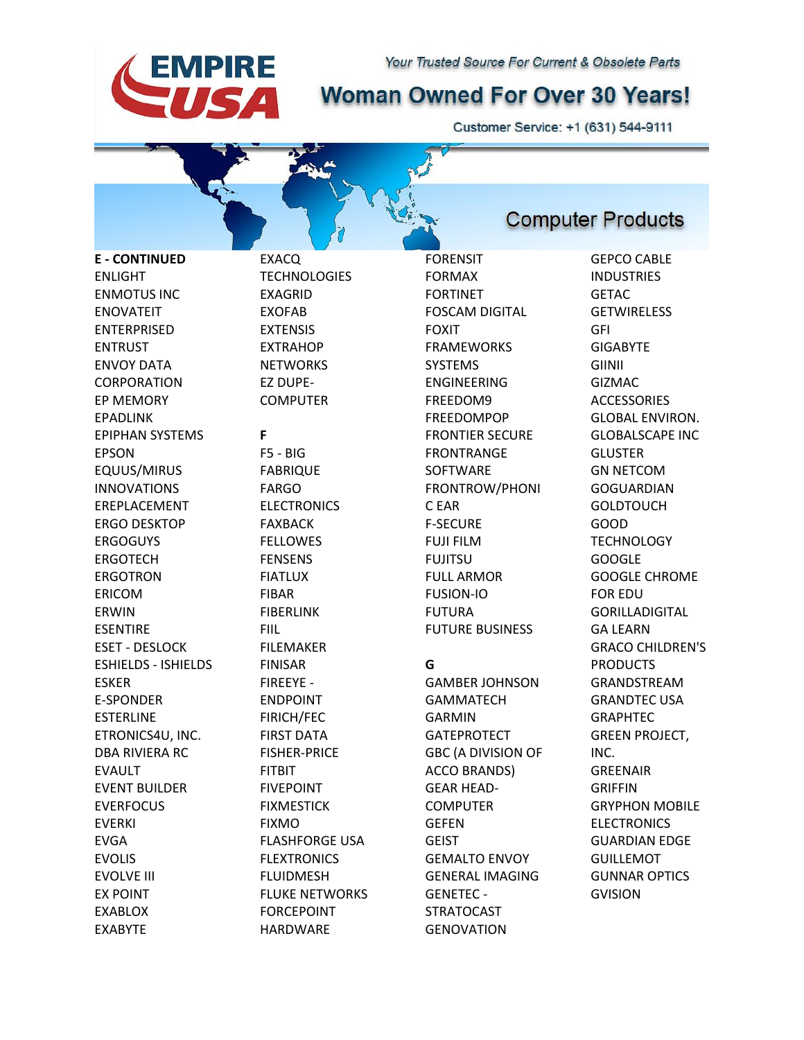**EMPIRE USA**

*Your Trusted Source For Current & Obsolete Parts*

## Woman Owned For Over 30 Years!

Customer Service: +1 (631) 544-9111

## Computer Products

**E - CONTINUED**

ENLIGHT
ENMOTUS INC
ENOVATEIT
ENTERPRISED
ENTRUST
ENVOY DATA CORPORATION
EP MEMORY
EPADLINK
EPIPHAN SYSTEMS
EPSON
EQUUS/MIRUS INNOVATIONS
EREPLACEMENT
ERGO DESKTOP
ERGOGUYS
ERGOTECH
ERGOTRON
ERICOM
ERWIN
ESENTIRE
ESET - DESLOCK
ESHIELDS - ISHIELDS
ESKER
E-SPONDER
ESTERLINE
ETRONICS4U, INC. DBA RIVIERA RC
EVAULT
EVENT BUILDER
EVERFOCUS
EVERKI
EVGA
EVOLIS
EVOLVE III
EX POINT
EXABLOX
EXABYTE
EXACQ TECHNOLOGIES
EXAGRID
EXOFAB
EXTENSIS
EXTRAHOP NETWORKS
EZ DUPE-COMPUTER

**F**

F5 - BIG
FABRIQUE
FARGO ELECTRONICS
FAXBACK
FELLOWES
FENSENS
FIATLUX
FIBAR
FIBERLINK
FIIL
FILEMAKER
FINISAR
FIREEYE - ENDPOINT
FIRICH/FEC
FIRST DATA
FISHER-PRICE
FITBIT
FIVEPOINT
FIXMESTICK
FIXMO
FLASHFORGE USA
FLEXTRONICS
FLUIDMESH
FLUKE NETWORKS
FORCEPOINT HARDWARE
FORENSIT
FORMAX
FORTINET
FOSCAM DIGITAL
FOXIT
FRAMEWORKS SYSTEMS ENGINEERING
FREEDOM9
FREEDOMPOP
FRONTIER SECURE
FRONTRANGE SOFTWARE
FRONTROW/PHONIC EAR
F-SECURE
FUJI FILM
FUJITSU
FULL ARMOR
FUSION-IO
FUTURA
FUTURE BUSINESS

**G**

GAMBER JOHNSON
GAMMATECH
GARMIN
GATEPROTECT
GBC (A DIVISION OF ACCO BRANDS)
GEAR HEAD-COMPUTER
GEFEN
GEIST
GEMALTO ENVOY
GENERAL IMAGING
GENETEC - STRATOCAST
GENOVATION
GEPCO CABLE INDUSTRIES
GETAC
GETWIRELESS
GFI
GIGABYTE
GIINII
GIZMAC ACCESSORIES
GLOBAL ENVIRON.
GLOBALSCAPE INC
GLUSTER
GN NETCOM
GOGUARDIAN
GOLDTOUCH
GOOD TECHNOLOGY
GOOGLE
GOOGLE CHROME FOR EDU
GORILLADIGITAL
GA LEARN
GRACO CHILDREN'S PRODUCTS
GRANDSTREAM
GRANDTEC USA
GRAPHTEC
GREEN PROJECT, INC.
GREENAIR
GRIFFIN
GRYPHON MOBILE ELECTRONICS
GUARDIAN EDGE
GUILLEMOT
GUNNAR OPTICS
GVISION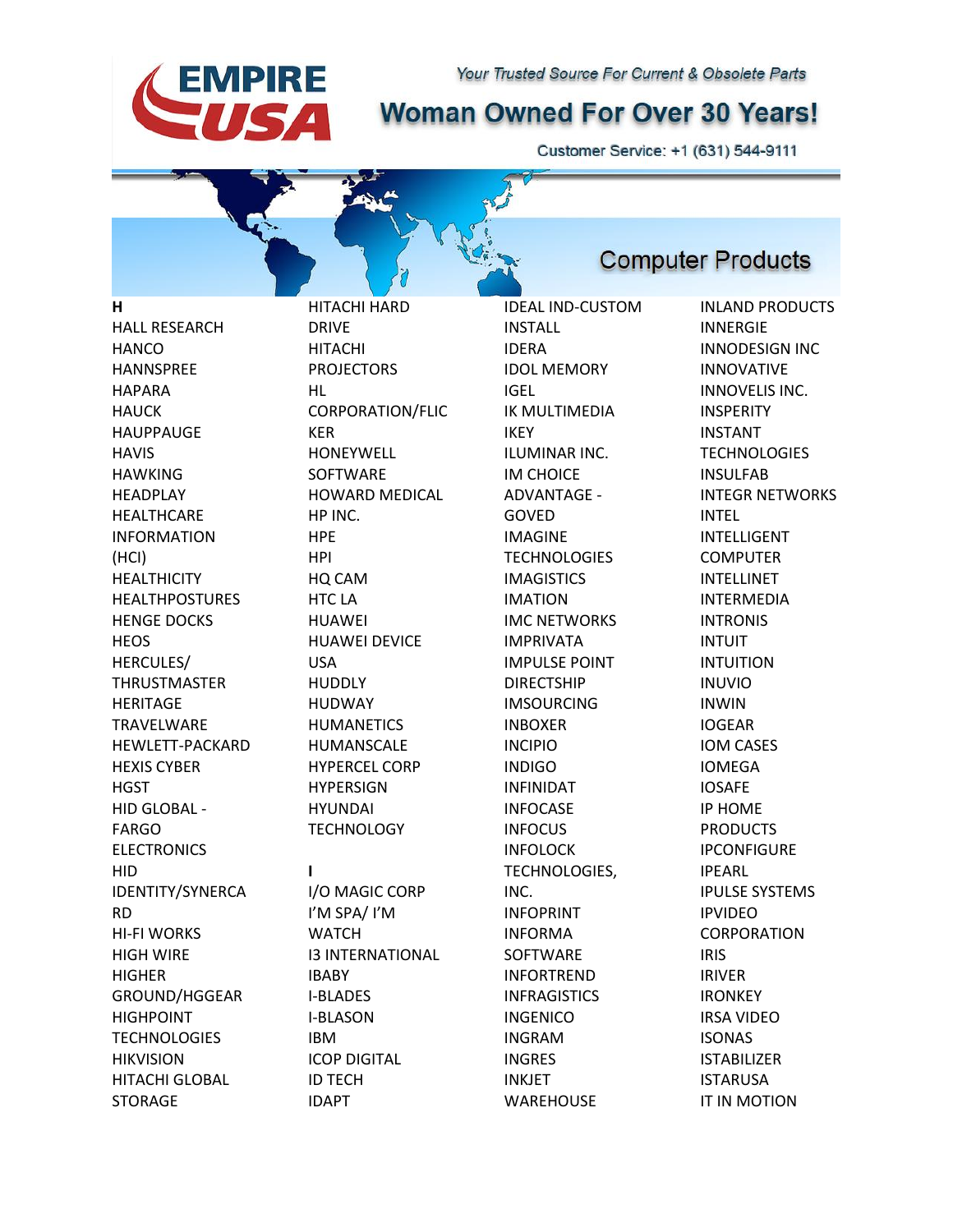# EMPIRE USA

*Your Trusted Source For Current & Obsolete Parts*

## Woman Owned For Over 30 Years!

Customer Service: +1 (631) 544-9111

## Computer Products

**H**

HALL RESEARCH
HANCO
HANNSPREE
HAPARA
HAUCK
HAUPPAUGE
HAVIS
HAWKING
HEADPLAY
HEALTHCARE INFORMATION (HCI)
HEALTHICITY
HEALTHPOSTURES
HENGE DOCKS
HEOS
HERCULES/ THRUSTMASTER
HERITAGE TRAVELWARE
HEWLETT-PACKARD
HEXIS CYBER
HGST
HID GLOBAL - FARGO ELECTRONICS
HID IDENTITY/SYNERCARD
HI-FI WORKS
HIGH WIRE
HIGHER GROUND/HGGEAR
HIGHPOINT TECHNOLOGIES
HIKVISION
HITACHI GLOBAL STORAGE
HITACHI HARD DRIVE
HITACHI PROJECTORS
HL CORPORATION/FLICKER
HONEYWELL SOFTWARE
HOWARD MEDICAL
HP INC.
HPE
HPI
HQ CAM
HTC LA
HUAWEI
HUAWEI DEVICE USA
HUDDLY
HUDWAY
HUMANETICS
HUMANSCALE
HYPERCEL CORP
HYPERSIGN
HYUNDAI TECHNOLOGY

**I**

I/O MAGIC CORP
I'M SPA/ I'M WATCH
I3 INTERNATIONAL
IBABY
I-BLADES
I-BLASON
IBM
ICOP DIGITAL
ID TECH
IDAPT
IDEAL IND-CUSTOM INSTALL
IDERA
IDOL MEMORY
IGEL
IK MULTIMEDIA
IKEY
ILUMINAR INC.
IM CHOICE ADVANTAGE - GOVED
IMAGINE TECHNOLOGIES
IMAGISTICS
IMATION
IMC NETWORKS
IMPRIVATA
IMPULSE POINT DIRECTSHIP
IMSOURCING
INBOXER
INCIPIO
INDIGO
INFINIDAT
INFOCASE
INFOCUS
INFOLOCK TECHNOLOGIES, INC.
INFOPRINT
INFORMA SOFTWARE
INFORTREND
INFRAGISTICS
INGENICO
INGRAM
INGRES
INKJET WAREHOUSE
INLAND PRODUCTS
INNERGIE
INNODESIGN INC
INNOVATIVE
INNOVELIS INC.
INSPERITY
INSTANT TECHNOLOGIES
INSULFAB
INTEGR NETWORKS
INTEL
INTELLIGENT COMPUTER
INTELLINET
INTERMEDIA
INTRONIS
INTUIT
INTUITION
INUVIO
INWIN
IOGEAR
IOM CASES
IOMEGA
IOSAFE
IP HOME PRODUCTS
IPCONFIGURE
IPEARL
IPULSE SYSTEMS
IPVIDEO CORPORATION
IRIS
IRIVER
IRONKEY
IRSA VIDEO
ISONAS
ISTABILIZER
ISTARUSA
IT IN MOTION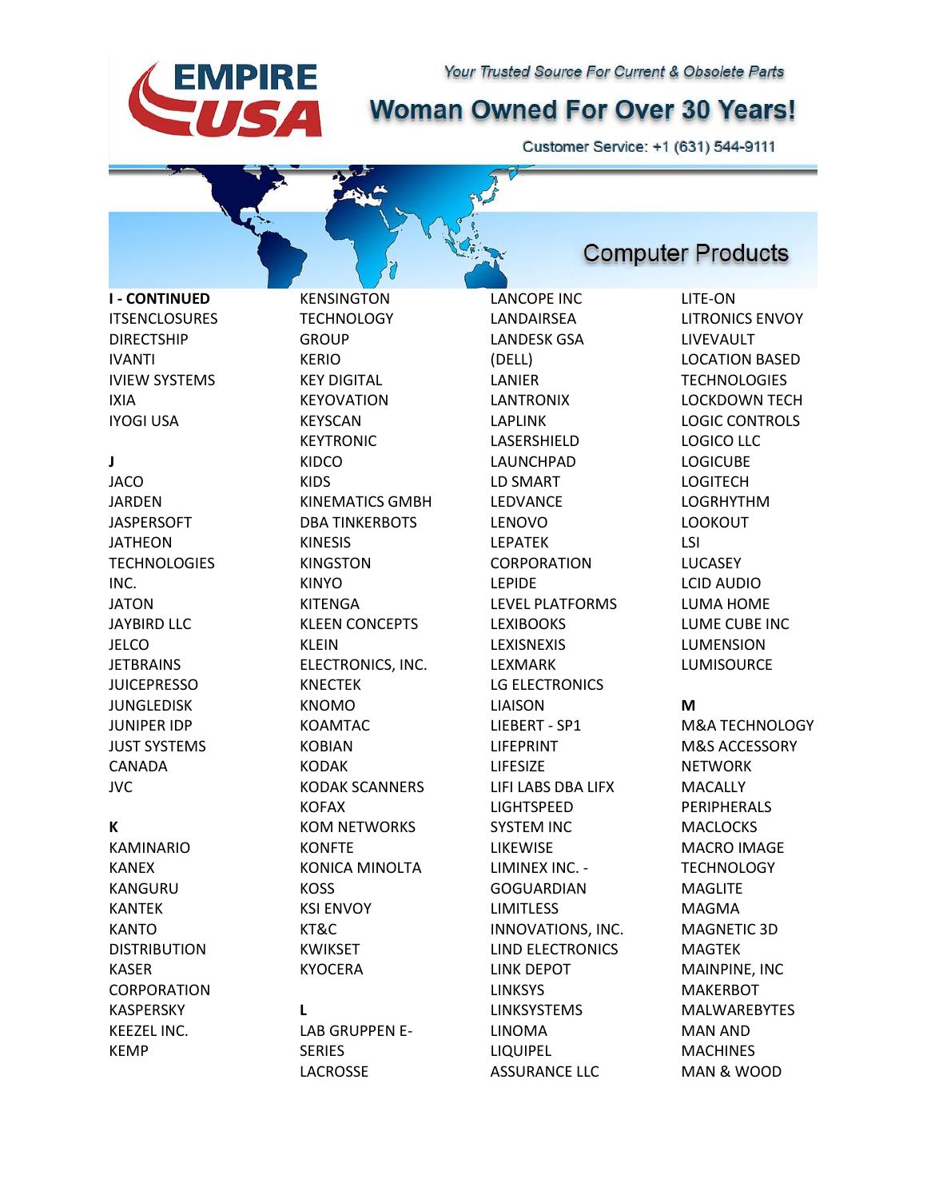# EMPIRE USA

*Your Trusted Source For Current & Obsolete Parts*

## Woman Owned For Over 30 Years!

Customer Service: +1 (631) 544-9111

## Computer Products

**I - CONTINUED**

ITSENCLOSURES
DIRECTSHIP
IVANTI
IVIEW SYSTEMS
IXIA
IYOGI USA

**J**

JACO
JARDEN
JASPERSOFT
JATHEON TECHNOLOGIES INC.
JATON
JAYBIRD LLC
JELCO
JETBRAINS
JUICEPRESSO
JUNGLEDISK
JUNIPER IDP
JUST SYSTEMS CANADA
JVC

**K**

KAMINARIO
KANEX
KANGURU
KANTEK
KANTO DISTRIBUTION
KASER CORPORATION
KASPERSKY
KEEZEL INC.
KEMP
KENSINGTON TECHNOLOGY GROUP
KERIO
KEY DIGITAL
KEYOVATION
KEYSCAN
KEYTRONIC
KIDCO
KIDS
KINEMATICS GMBH DBA TINKERBOTS
KINESIS
KINGSTON
KINYO
KITENGA
KLEEN CONCEPTS
KLEIN ELECTRONICS, INC.
KNECTEK
KNOMO
KOAMTAC
KOBIAN
KODAK
KODAK SCANNERS
KOFAX
KOM NETWORKS
KONFTE
KONICA MINOLTA
KOSS
KSI ENVOY
KT&C
KWIKSET
KYOCERA

**L**

LAB GRUPPEN E-SERIES
LACROSSE
LANCOPE INC
LANDAIRSEA
LANDESK GSA (DELL)
LANIER
LANTRONIX
LAPLINK
LASERSHIELD
LAUNCHPAD
LD SMART
LEDVANCE
LENOVO
LEPATEK CORPORATION
LEPIDE
LEVEL PLATFORMS
LEXIBOOKS
LEXISNEXIS
LEXMARK
LG ELECTRONICS
LIAISON
LIEBERT - SP1
LIFEPRINT
LIFESIZE
LIFI LABS DBA LIFX
LIGHTSPEED SYSTEM INC
LIKEWISE
LIMINEX INC. - GOGUARDIAN
LIMITLESS INNOVATIONS, INC.
LIND ELECTRONICS
LINK DEPOT
LINKSYS
LINKSYSTEMS
LINOMA
LIQUIPEL ASSURANCE LLC
LITE-ON
LITRONICS ENVOY
LIVEVAULT
LOCATION BASED TECHNOLOGIES
LOCKDOWN TECH
LOGIC CONTROLS
LOGICO LLC
LOGICUBE
LOGITECH
LOGRHYTHM
LOOKOUT
LSI
LUCASEY
LCID AUDIO
LUMA HOME
LUME CUBE INC
LUMENSION
LUMISOURCE

**M**

M&A TECHNOLOGY
M&S ACCESSORY NETWORK
MACALLY PERIPHERALS
MACLOCKS
MACRO IMAGE TECHNOLOGY
MAGLITE
MAGMA
MAGNETIC 3D
MAGTEK
MAINPINE, INC
MAKERBOT
MALWAREBYTES
MAN AND MACHINES
MAN & WOOD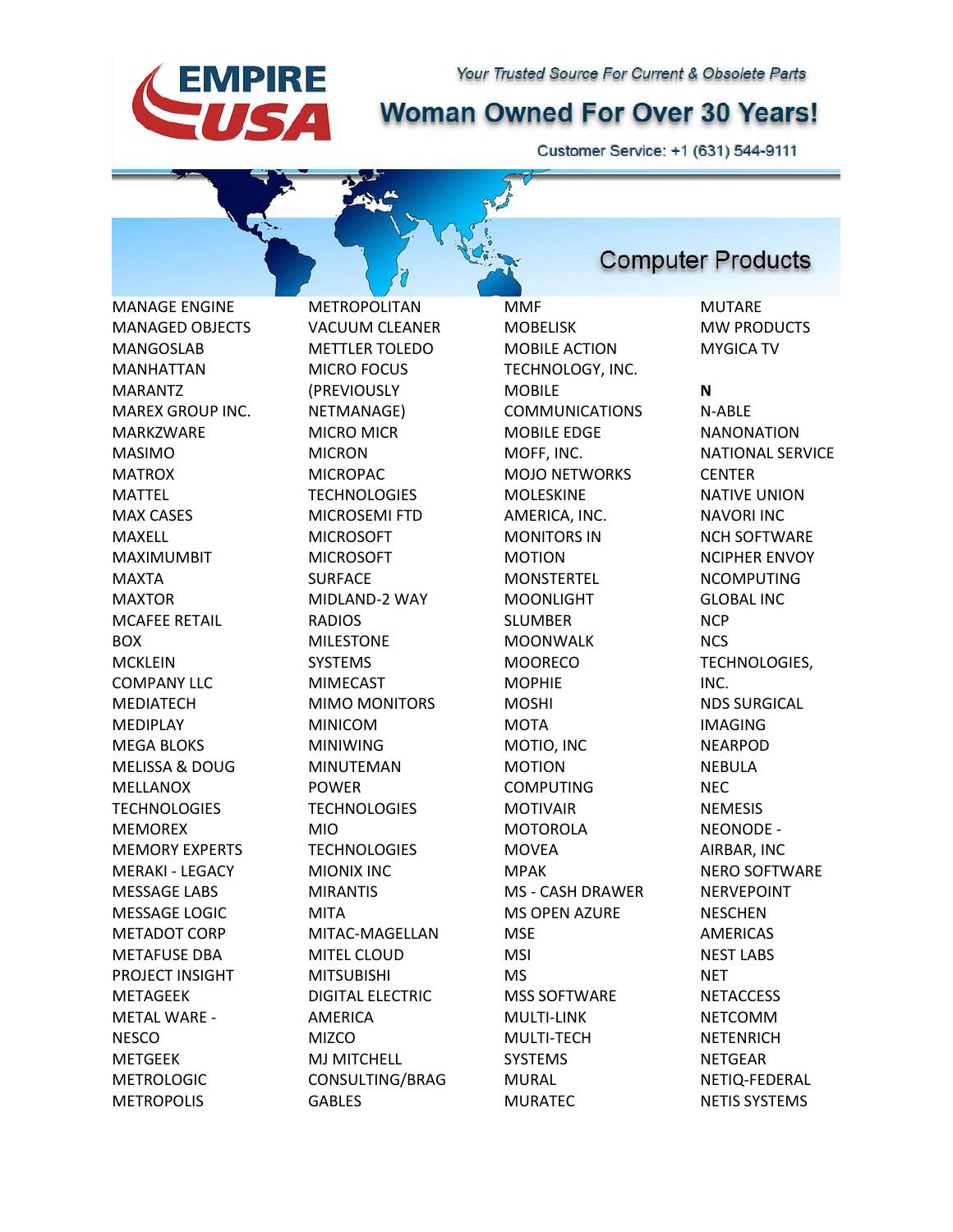# EMPIRE USA

*Your Trusted Source For Current & Obsolete Parts*

## Woman Owned For Over 30 Years!

Customer Service: +1 (631) 544-9111

## Computer Products

MANAGE ENGINE
MANAGED OBJECTS
MANGOSLAB
MANHATTAN
MARANTZ
MAREX GROUP INC.
MARKZWARE
MASIMO
MATROX
MATTEL
MAX CASES
MAXELL
MAXIMUMBIT
MAXTA
MAXTOR
MCAFEE RETAIL BOX
MCKLEIN COMPANY LLC
MEDIATECH
MEDIPLAY
MEGA BLOKS
MELISSA & DOUG
MELLANOX TECHNOLOGIES
MEMOREX
MEMORY EXPERTS
MERAKI - LEGACY
MESSAGE LABS
MESSAGE LOGIC
METADOT CORP
METAFUSE DBA PROJECT INSIGHT
METAGEEK
METAL WARE - NESCO
METGEEK
METROLOGIC
METROPOLIS
METROPOLITAN VACUUM CLEANER
METTLER TOLEDO
MICRO FOCUS (PREVIOUSLY NETMANAGE)
MICRO MICR
MICRON
MICROPAC TECHNOLOGIES
MICROSEMI FTD
MICROSOFT
MICROSOFT SURFACE
MIDLAND-2 WAY RADIOS
MILESTONE SYSTEMS
MIMECAST
MIMO MONITORS
MINICOM
MINIWING
MINUTEMAN POWER TECHNOLOGIES
MIO TECHNOLOGIES
MIONIX INC
MIRANTIS
MITA
MITAC-MAGELLAN
MITEL CLOUD
MITSUBISHI DIGITAL ELECTRIC AMERICA
MIZCO
MJ MITCHELL CONSULTING/BRAG GABLES
MMF
MOBELISK
MOBILE ACTION TECHNOLOGY, INC.
MOBILE COMMUNICATIONS
MOBILE EDGE
MOFF, INC.
MOJO NETWORKS
MOLESKINE AMERICA, INC.
MONITORS IN MOTION
MONSTERTEL
MOONLIGHT SLUMBER
MOONWALK
MOORECO
MOPHIE
MOSHI
MOTA
MOTIO, INC
MOTION COMPUTING
MOTIVAIR
MOTOROLA
MOVEA
MPAK
MS - CASH DRAWER
MS OPEN AZURE
MSE
MSI
MS
MSS SOFTWARE
MULTI-LINK
MULTI-TECH SYSTEMS
MURAL
MURATEC
MUTARE
MW PRODUCTS
MYGICA TV

**N**

N-ABLE
NANONATION
NATIONAL SERVICE CENTER
NATIVE UNION
NAVORI INC
NCH SOFTWARE
NCIPHER ENVOY
NCOMPUTING GLOBAL INC
NCP
NCS TECHNOLOGIES, INC.
NDS SURGICAL IMAGING
NEARPOD
NEBULA
NEC
NEMESIS
NEONODE - AIRBAR, INC
NERO SOFTWARE
NERVEPOINT
NESCHEN AMERICAS
NEST LABS
NET
NETACCESS
NETCOMM
NETENRICH
NETGEAR
NETIQ-FEDERAL
NETIS SYSTEMS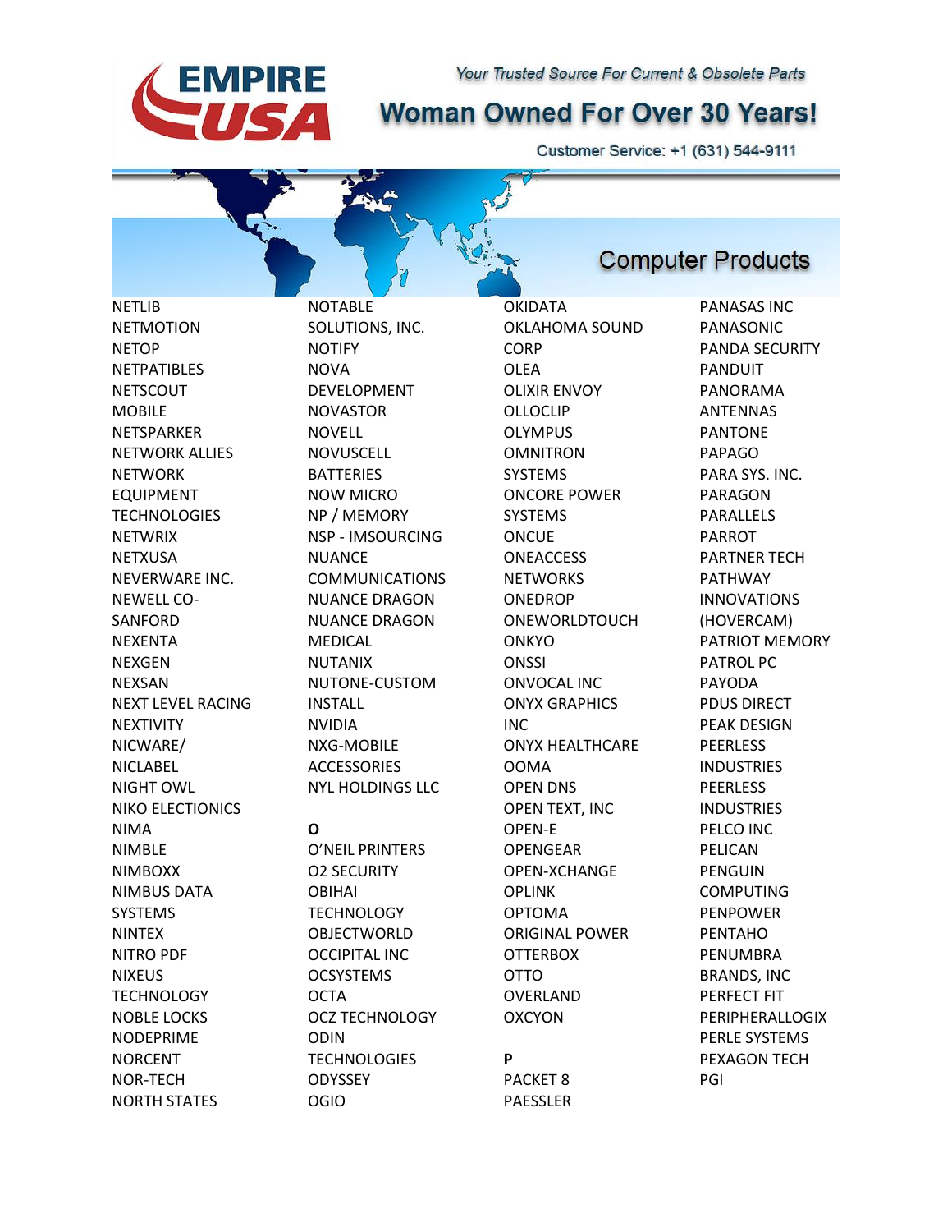# EMPIRE USA

*Your Trusted Source For Current & Obsolete Parts*

## Woman Owned For Over 30 Years!

Customer Service: +1 (631) 544-9111

## Computer Products

NETLIB
NETMOTION
NETOP
NETPATIBLES
NETSCOUT MOBILE
NETSPARKER
NETWORK ALLIES
NETWORK EQUIPMENT TECHNOLOGIES
NETWRIX
NETXUSA
NEVERWARE INC.
NEWELL CO-SANFORD
NEXENTA
NEXGEN
NEXSAN
NEXT LEVEL RACING
NEXTIVITY
NICWARE/ NICLABEL
NIGHT OWL
NIKO ELECTIONICS
NIMA
NIMBLE
NIMBOXX
NIMBUS DATA SYSTEMS
NINTEX
NITRO PDF
NIXEUS TECHNOLOGY
NOBLE LOCKS
NODEPRIME
NORCENT
NOR-TECH
NORTH STATES
NOTABLE SOLUTIONS, INC.
NOTIFY
NOVA DEVELOPMENT
NOVASTOR
NOVELL
NOVUSCELL BATTERIES
NOW MICRO
NP / MEMORY
NSP - IMSOURCING
NUANCE COMMUNICATIONS
NUANCE DRAGON
NUANCE DRAGON MEDICAL
NUTANIX
NUTONE-CUSTOM INSTALL
NVIDIA
NXG-MOBILE ACCESSORIES
NYL HOLDINGS LLC

**O**

O'NEIL PRINTERS
O2 SECURITY
OBIHAI TECHNOLOGY
OBJECTWORLD
OCCIPITAL INC
OCSYSTEMS
OCTA
OCZ TECHNOLOGY
ODIN TECHNOLOGIES
ODYSSEY
OGIO
OKIDATA
OKLAHOMA SOUND CORP
OLEA
OLIXIR ENVOY
OLLOCLIP
OLYMPUS
OMNITRON SYSTEMS
ONCORE POWER SYSTEMS
ONCUE
ONEACCESS NETWORKS
ONEDROP
ONEWORLDTOUCH
ONKYO
ONSSI
ONVOCAL INC
ONYX GRAPHICS INC
ONYX HEALTHCARE
OOMA
OPEN DNS
OPEN TEXT, INC
OPEN-E
OPENGEAR
OPEN-XCHANGE
OPLINK
OPTOMA
ORIGINAL POWER
OTTERBOX
OTTO
OVERLAND
OXCYON

**P**

PACKET 8
PAESSLER
PANASAS INC
PANASONIC
PANDA SECURITY
PANDUIT
PANORAMA ANTENNAS
PANTONE
PAPAGO
PARA SYS. INC.
PARAGON
PARALLELS
PARROT
PARTNER TECH
PATHWAY INNOVATIONS (HOVERCAM)
PATRIOT MEMORY
PATROL PC
PAYODA
PDUS DIRECT
PEAK DESIGN
PEERLESS INDUSTRIES
PEERLESS INDUSTRIES
PELCO INC
PELICAN
PENGUIN COMPUTING
PENPOWER
PENTAHO
PENUMBRA BRANDS, INC
PERFECT FIT
PERIPHERALLOGIX
PERLE SYSTEMS
PEXAGON TECH
PGI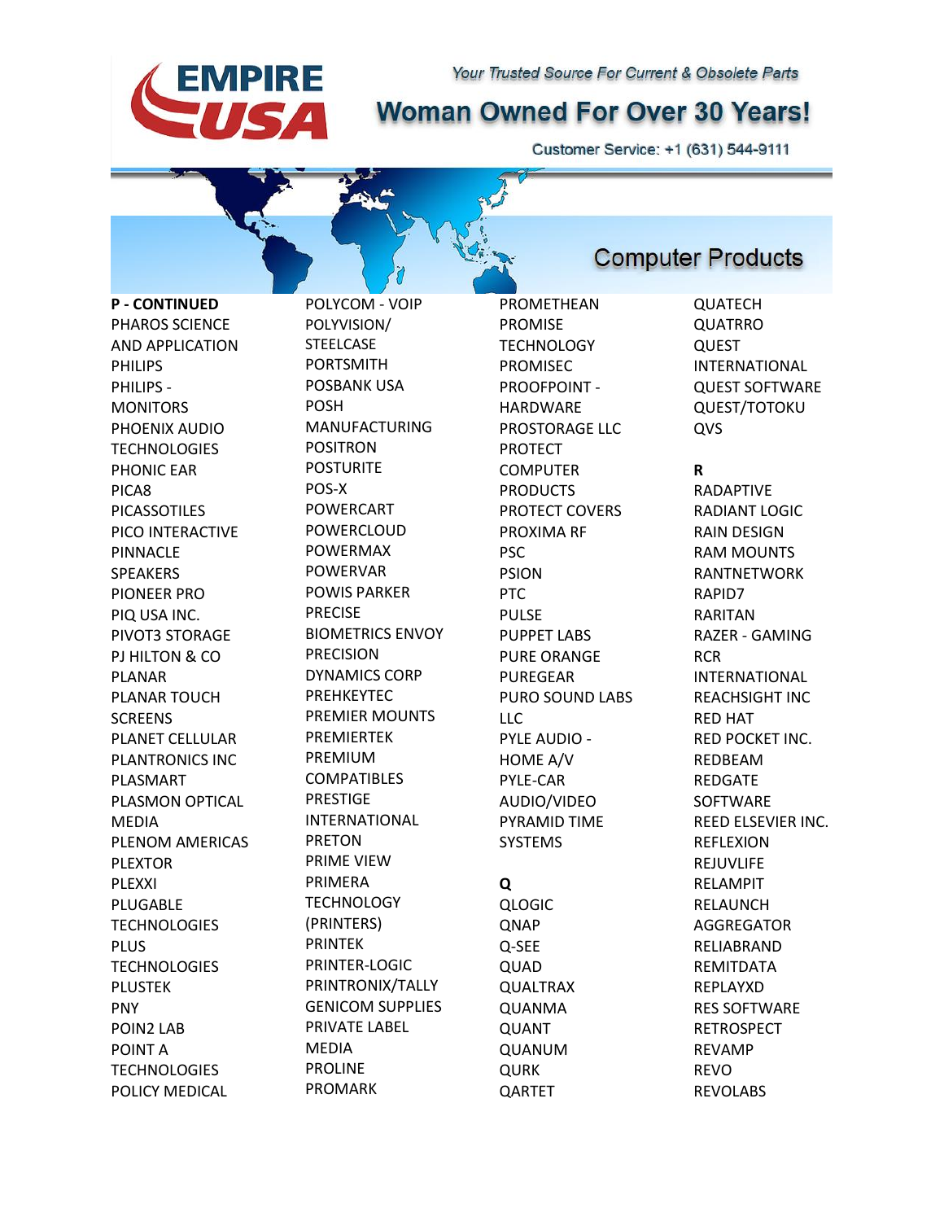# EMPIRE USA

*Your Trusted Source For Current & Obsolete Parts*

**Woman Owned For Over 30 Years!**

Customer Service: +1 (631) 544-9111

## Computer Products

**P - CONTINUED**

PHAROS SCIENCE AND APPLICATION
PHILIPS
PHILIPS - MONITORS
PHOENIX AUDIO TECHNOLOGIES
PHONIC EAR
PICA8
PICASSOTILES
PICO INTERACTIVE
PINNACLE SPEAKERS
PIONEER PRO
PIQ USA INC.
PIVOT3 STORAGE
PJ HILTON & CO
PLANAR
PLANAR TOUCH SCREENS
PLANET CELLULAR
PLANTRONICS INC
PLASMART
PLASMON OPTICAL MEDIA
PLENOM AMERICAS
PLEXTOR
PLEXXI
PLUGABLE TECHNOLOGIES
PLUS TECHNOLOGIES
PLUSTEK
PNY
POIN2 LAB
POINT A TECHNOLOGIES
POLICY MEDICAL
POLYCOM - VOIP
POLYVISION/ STEELCASE
PORTSMITH
POSBANK USA
POSH MANUFACTURING
POSITRON
POSTURITE
POS-X
POWERCART
POWERCLOUD
POWERMAX
POWERVAR
POWIS PARKER
PRECISE BIOMETRICS ENVOY
PRECISION DYNAMICS CORP
PREHKEYTEC
PREMIER MOUNTS
PREMIERTEK
PREMIUM COMPATIBLES
PRESTIGE INTERNATIONAL
PRETON
PRIME VIEW
PRIMERA TECHNOLOGY (PRINTERS)
PRINTEK
PRINTER-LOGIC
PRINTRONIX/TALLY GENICOM SUPPLIES
PRIVATE LABEL MEDIA
PROLINE
PROMARK
PROMETHEAN
PROMISE TECHNOLOGY
PROMISEC
PROOFPOINT - HARDWARE
PROSTORAGE LLC
PROTECT COMPUTER PRODUCTS
PROTECT COVERS
PROXIMA RF
PSC
PSION
PTC
PULSE
PUPPET LABS
PURE ORANGE
PUREGEAR
PURO SOUND LABS LLC
PYLE AUDIO - HOME A/V
PYLE-CAR AUDIO/VIDEO
PYRAMID TIME SYSTEMS

**Q**

QLOGIC
QNAP
Q-SEE
QUAD
QUALTRAX
QUANMA
QUANT
QUANUM
QURK
QARTET
QUATECH
QUATRRO
QUEST INTERNATIONAL
QUEST SOFTWARE
QUEST/TOTOKU
QVS

**R**

RADAPTIVE
RADIANT LOGIC
RAIN DESIGN
RAM MOUNTS
RANTNETWORK
RAPID7
RARITAN
RAZER - GAMING
RCR INTERNATIONAL
REACHSIGHT INC
RED HAT
RED POCKET INC.
REDBEAM
REDGATE SOFTWARE
REED ELSEVIER INC.
REFLEXION
REJUVLIFE
RELAMPIT
RELAUNCH AGGREGATOR
RELIABRAND
REMITDATA
REPLAYXD
RES SOFTWARE
RETROSPECT
REVAMP
REVO
REVOLABS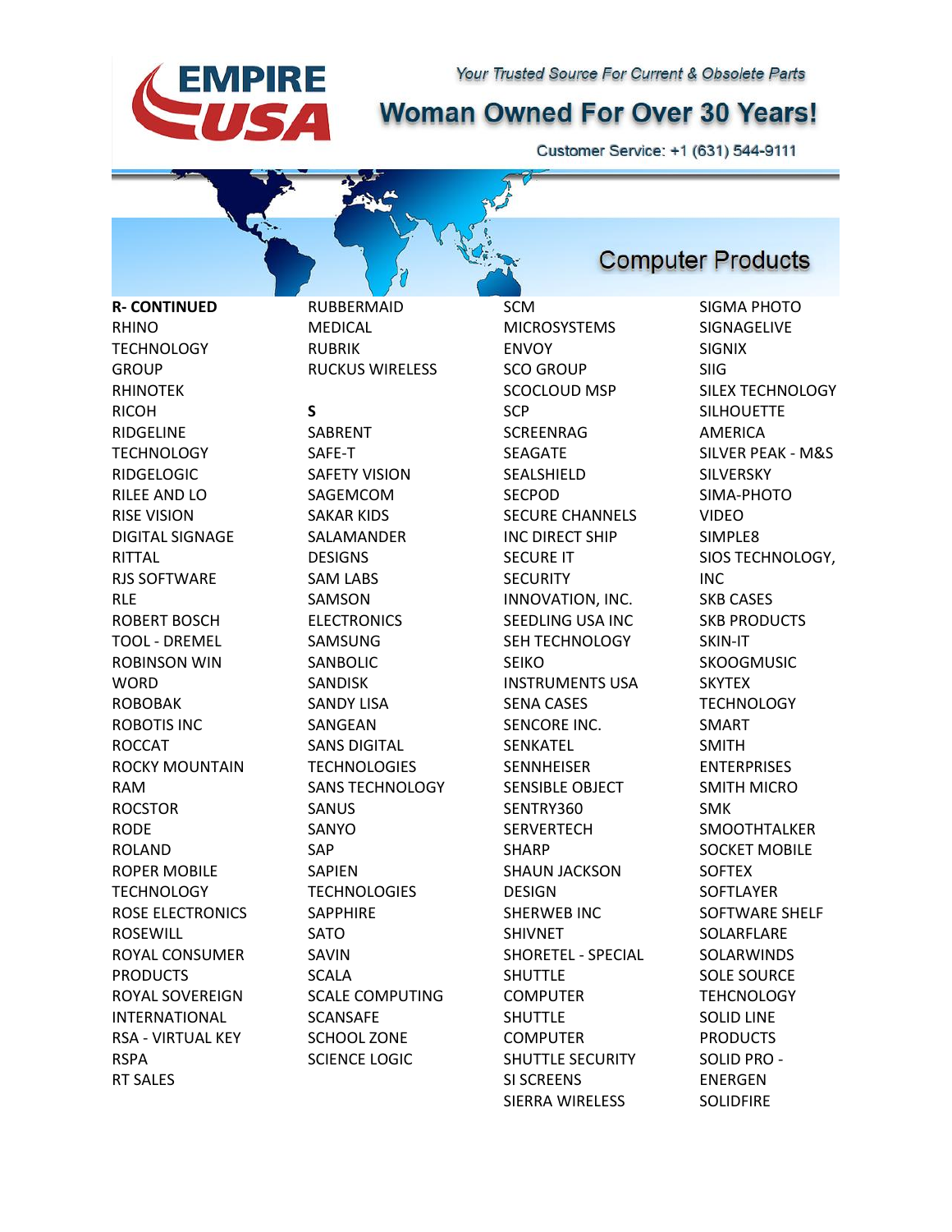# EMPIRE USA

*Your Trusted Source For Current & Obsolete Parts*

## Woman Owned For Over 30 Years!

Customer Service: +1 (631) 544-9111

## Computer Products

**R- CONTINUED**

- RHINO TECHNOLOGY GROUP
- RHINOTEK
- RICOH
- RIDGELINE TECHNOLOGY
- RIDGELOGIC
- RILEE AND LO
- RISE VISION DIGITAL SIGNAGE
- RITTAL
- RJS SOFTWARE
- RLE
- ROBERT BOSCH TOOL - DREMEL
- ROBINSON WIN WORD
- ROBOBAK
- ROBOTIS INC
- ROCCAT
- ROCKY MOUNTAIN RAM
- ROCSTOR
- RODE
- ROLAND
- ROPER MOBILE TECHNOLOGY
- ROSE ELECTRONICS
- ROSEWILL
- ROYAL CONSUMER PRODUCTS
- ROYAL SOVEREIGN INTERNATIONAL
- RSA - VIRTUAL KEY
- RSPA
- RT SALES
- RUBBERMAID MEDICAL
- RUBRIK
- RUCKUS WIRELESS

**S**

- SABRENT
- SAFE-T
- SAFETY VISION
- SAGEMCOM
- SAKAR KIDS
- SALAMANDER DESIGNS
- SAM LABS
- SAMSON ELECTRONICS
- SAMSUNG
- SANBOLIC
- SANDISK
- SANDY LISA
- SANGEAN
- SANS DIGITAL TECHNOLOGIES
- SANS TECHNOLOGY
- SANUS
- SANYO
- SAP
- SAPIEN TECHNOLOGIES
- SAPPHIRE
- SATO
- SAVIN
- SCALA
- SCALE COMPUTING
- SCANSAFE
- SCHOOL ZONE
- SCIENCE LOGIC
- SCM MICROSYSTEMS
- ENVOY
- SCO GROUP
- SCOCLOUD MSP
- SCP
- SCREENRAG
- SEAGATE
- SEALSHIELD
- SECPOD
- SECURE CHANNELS INC DIRECT SHIP
- SECURE IT SECURITY INNOVATION, INC.
- SEEDLING USA INC
- SEH TECHNOLOGY
- SEIKO INSTRUMENTS USA
- SENA CASES
- SENCORE INC.
- SENKATEL
- SENNHEISER
- SENSIBLE OBJECT
- SENTRY360
- SERVERTECH
- SHARP
- SHAUN JACKSON DESIGN
- SHERWEB INC
- SHIVNET
- SHORETEL - SPECIAL
- SHUTTLE COMPUTER
- SHUTTLE COMPUTER
- SHUTTLE SECURITY
- SI SCREENS
- SIERRA WIRELESS
- SIGMA PHOTO
- SIGNAGELIVE
- SIGNIX
- SIIG
- SILEX TECHNOLOGY
- SILHOUETTE AMERICA
- SILVER PEAK - M&S
- SILVERSKY
- SIMA-PHOTO VIDEO
- SIMPLE8
- SIOS TECHNOLOGY, INC
- SKB CASES
- SKB PRODUCTS
- SKIN-IT
- SKOOGMUSIC
- SKYTEX TECHNOLOGY
- SMART
- SMITH ENTERPRISES
- SMITH MICRO
- SMK
- SMOOTHTALKER
- SOCKET MOBILE
- SOFTEX
- SOFTLAYER
- SOFTWARE SHELF
- SOLARFLARE
- SOLARWINDS
- SOLE SOURCE TEHCNOLOGY
- SOLID LINE PRODUCTS
- SOLID PRO - ENERGEN
- SOLIDFIRE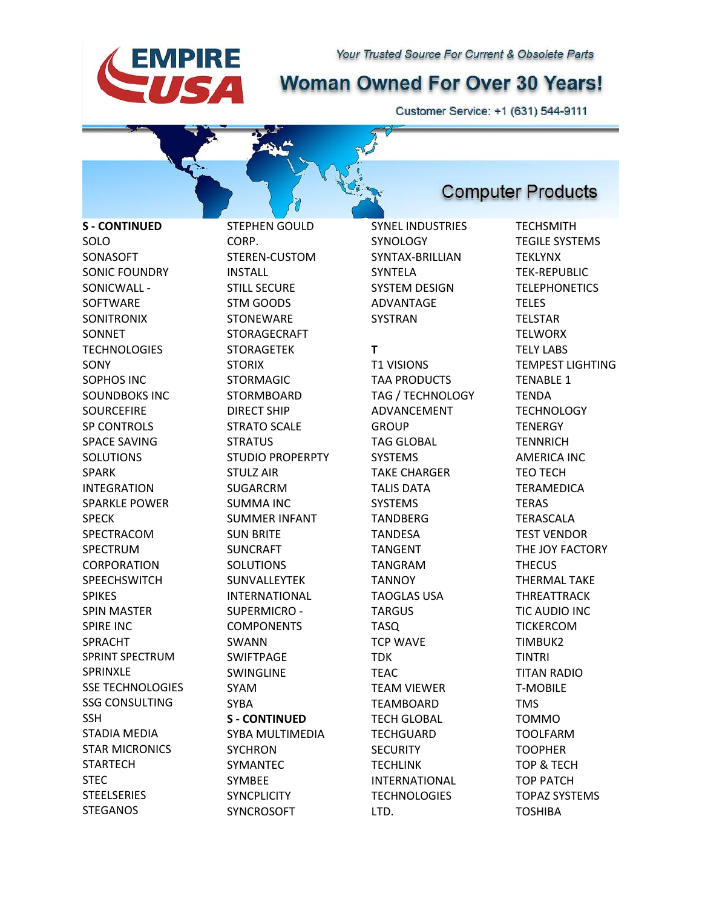**EMPIRE USA**

*Your Trusted Source For Current & Obsolete Parts*

# Woman Owned For Over 30 Years!

Customer Service: +1 (631) 544-9111

## Computer Products

**S - CONTINUED**

SOLO
SONASOFT
SONIC FOUNDRY
SONICWALL - SOFTWARE
SONITRONIX
SONNET TECHNOLOGIES
SONY
SOPHOS INC
SOUNDBOKS INC
SOURCEFIRE
SP CONTROLS
SPACE SAVING SOLUTIONS
SPARK INTEGRATION
SPARKLE POWER
SPECK
SPECTRACOM
SPECTRUM CORPORATION
SPEECHSWITCH
SPIKES
SPIN MASTER
SPIRE INC
SPRACHT
SPRINT SPECTRUM
SPRINXLE
SSE TECHNOLOGIES
SSG CONSULTING
SSH
STADIA MEDIA
STAR MICRONICS
STARTECH
STEC
STEELSERIES
STEGANOS
STEPHEN GOULD CORP.
STEREN-CUSTOM INSTALL
STILL SECURE
STM GOODS
STONEWARE
STORAGECRAFT
STORAGETEK
STORIX
STORMAGIC
STORMBOARD DIRECT SHIP
STRATO SCALE
STRATUS
STUDIO PROPERPTY
STULZ AIR
SUGARCRM
SUMMA INC
SUMMER INFANT
SUN BRITE
SUNCRAFT SOLUTIONS
SUNVALLEYTEK INTERNATIONAL
SUPERMICRO - COMPONENTS
SWANN
SWIFTPAGE
SWINGLINE
SYAM
SYBA

**S - CONTINUED**

SYBA MULTIMEDIA
SYCHRON
SYMANTEC
SYMBEE
SYNCPLICITY
SYNCROSOFT
SYNEL INDUSTRIES
SYNOLOGY
SYNTAX-BRILLIAN
SYNTELA
SYSTEM DESIGN ADVANTAGE
SYSTRAN

**T**

T1 VISIONS
TAA PRODUCTS
TAG / TECHNOLOGY ADVANCEMENT GROUP
TAG GLOBAL SYSTEMS
TAKE CHARGER
TALIS DATA SYSTEMS
TANDBERG
TANDESA
TANGENT
TANGRAM
TANNOY
TAOGLAS USA
TARGUS
TASQ
TCP WAVE
TDK
TEAC
TEAM VIEWER
TEAMBOARD
TECH GLOBAL
TECHGUARD SECURITY
TECHLINK INTERNATIONAL TECHNOLOGIES LTD.
TECHSMITH
TEGILE SYSTEMS
TEKLYNX
TEK-REPUBLIC
TELEPHONETICS
TELES
TELSTAR
TELWORX
TELY LABS
TEMPEST LIGHTING
TENABLE 1
TENDA TECHNOLOGY
TENERGY
TENNRICH AMERICA INC
TEO TECH
TERAMEDICA
TERAS
TERASCALA
TEST VENDOR
THE JOY FACTORY
THECUS
THERMAL TAKE
THREATTRACK
TIC AUDIO INC
TICKERCOM
TIMBUK2
TINTRI
TITAN RADIO
T-MOBILE
TMS
TOMMO
TOOLFARM
TOOPHER
TOP & TECH
TOP PATCH
TOPAZ SYSTEMS
TOSHIBA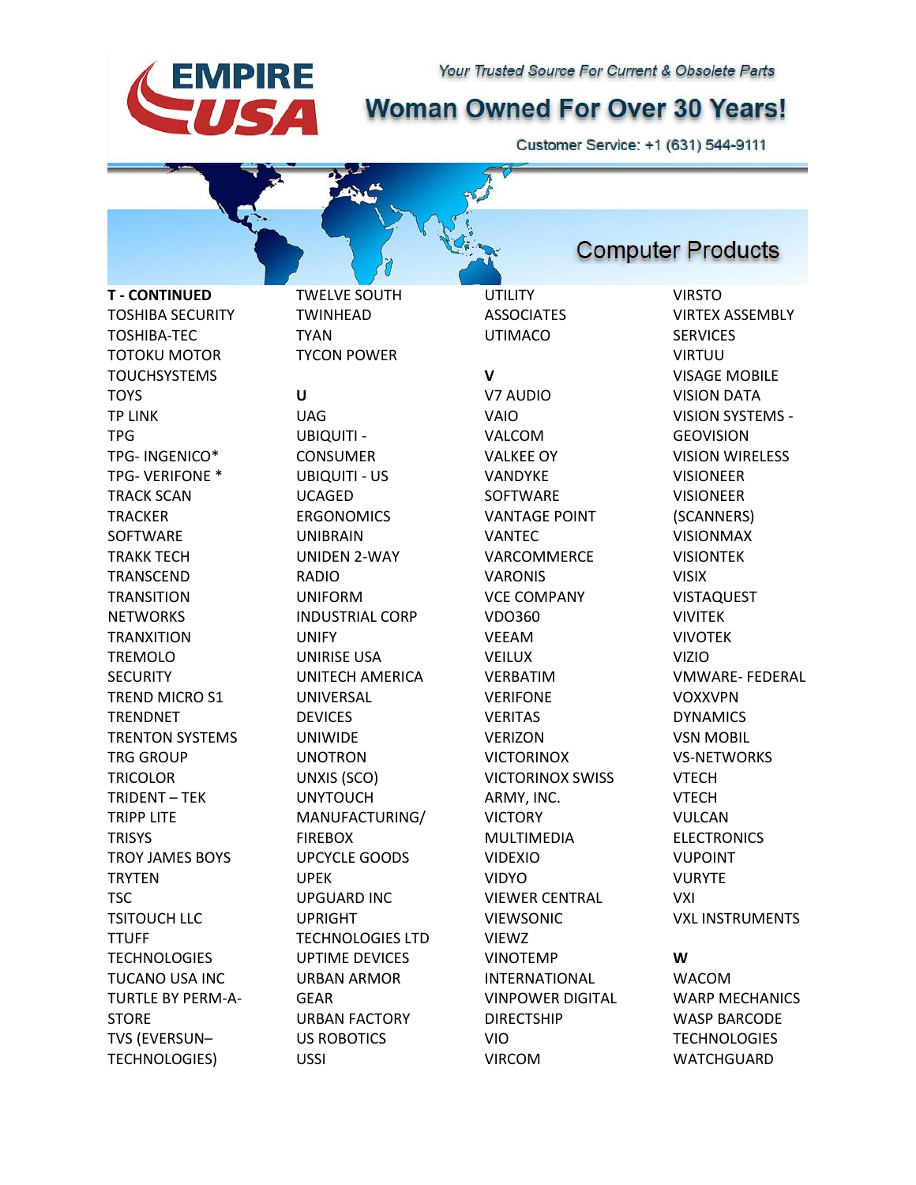# EMPIRE USA

*Your Trusted Source For Current & Obsolete Parts*

**Woman Owned For Over 30 Years!**

Customer Service: +1 (631) 544-9111

## Computer Products

**T - CONTINUED**

TOSHIBA SECURITY
TOSHIBA-TEC
TOTOKU MOTOR
TOUCHSYSTEMS
TOYS
TP LINK
TPG
TPG- INGENICO*
TPG- VERIFONE *
TRACK SCAN
TRACKER SOFTWARE
TRAKK TECH
TRANSCEND
TRANSITION NETWORKS
TRANXITION
TREMOLO SECURITY
TREND MICRO S1
TRENDNET
TRENTON SYSTEMS
TRG GROUP
TRICOLOR
TRIDENT – TEK
TRIPP LITE
TRISYS
TROY JAMES BOYS
TRYTEN
TSC
TSITOUCH LLC
TTUFF TECHNOLOGIES
TUCANO USA INC
TURTLE BY PERM-A-STORE
TVS (EVERSUN– TECHNOLOGIES)
TWELVE SOUTH
TWINHEAD
TYAN
TYCON POWER

**U**

UAG
UBIQUITI - CONSUMER
UBIQUITI - US
UCAGED ERGONOMICS
UNIBRAIN
UNIDEN 2-WAY RADIO
UNIFORM INDUSTRIAL CORP
UNIFY
UNIRISE USA
UNITECH AMERICA
UNIVERSAL DEVICES
UNIWIDE
UNOTRON
UNXIS (SCO)
UNYTOUCH MANUFACTURING/ FIREBOX
UPCYCLE GOODS
UPEK
UPGUARD INC
UPRIGHT TECHNOLOGIES LTD
UPTIME DEVICES
URBAN ARMOR GEAR
URBAN FACTORY
US ROBOTICS
USSI
UTILITY ASSOCIATES
UTIMACO

**V**

V7 AUDIO
VAIO
VALCOM
VALKEE OY
VANDYKE SOFTWARE
VANTAGE POINT
VANTEC
VARCOMMERCE
VARONIS
VCE COMPANY
VDO360
VEEAM
VEILUX
VERBATIM
VERIFONE
VERITAS
VERIZON
VICTORINOX
VICTORINOX SWISS ARMY, INC.
VICTORY MULTIMEDIA
VIDEXIO
VIDYO
VIEWER CENTRAL
VIEWSONIC
VIEWZ
VINOTEMP INTERNATIONAL
VINPOWER DIGITAL DIRECTSHIP
VIO
VIRCOM
VIRSTO
VIRTEX ASSEMBLY SERVICES
VIRTUU
VISAGE MOBILE
VISION DATA
VISION SYSTEMS - GEOVISION
VISION WIRELESS
VISIONEER
VISIONEER (SCANNERS)
VISIONMAX
VISIONTEK
VISIX
VISTAQUEST
VIVITEK
VIVOTEK
VIZIO
VMWARE- FEDERAL
VOXXVPN DYNAMICS
VSN MOBIL
VS-NETWORKS
VTECH
VTECH
VULCAN ELECTRONICS
VUPOINT
VURYTE
VXI
VXL INSTRUMENTS

**W**

WACOM
WARP MECHANICS
WASP BARCODE TECHNOLOGIES
WATCHGUARD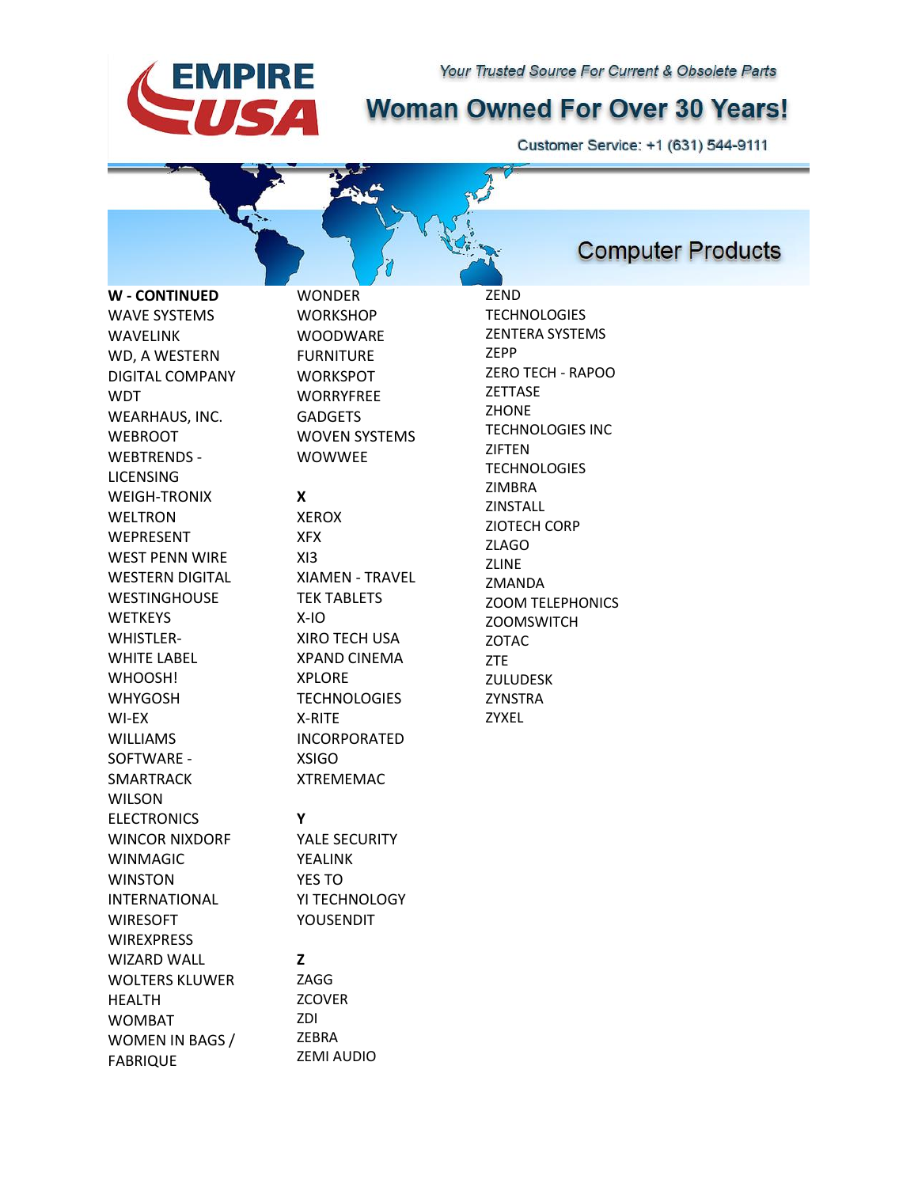**EMPIRE USA**

*Your Trusted Source For Current & Obsolete Parts*

# Woman Owned For Over 30 Years!

Customer Service: +1 (631) 544-9111

## Computer Products

**W - CONTINUED**

WAVE SYSTEMS
WAVELINK
WD, A WESTERN DIGITAL COMPANY
WDT
WEARHAUS, INC.
WEBROOT
WEBTRENDS - LICENSING
WEIGH-TRONIX
WELTRON
WEPRESENT
WEST PENN WIRE
WESTERN DIGITAL
WESTINGHOUSE
WETKEYS
WHISTLER-WHITE LABEL
WHOOSH!
WHYGOSH
WI-EX
WILLIAMS SOFTWARE - SMARTRACK
WILSON ELECTRONICS
WINCOR NIXDORF
WINMAGIC
WINSTON INTERNATIONAL
WIRESOFT
WIREXPRESS
WIZARD WALL
WOLTERS KLUWER HEALTH
WOMBAT
WOMEN IN BAGS / FABRIQUE
WONDER WORKSHOP
WOODWARE FURNITURE
WORKSPOT
WORRYFREE GADGETS
WOVEN SYSTEMS
WOWWEE

**X**

XEROX
XFX
XI3
XIAMEN - TRAVEL TEK TABLETS
X-IO
XIRO TECH USA
XPAND CINEMA
XPLORE TECHNOLOGIES
X-RITE INCORPORATED
XSIGO
XTREMEMAC

**Y**

YALE SECURITY
YEALINK
YES TO
YI TECHNOLOGY
YOUSENDIT

**Z**

ZAGG
ZCOVER
ZDI
ZEBRA
ZEMI AUDIO
ZEND TECHNOLOGIES
ZENTERA SYSTEMS
ZEPP
ZERO TECH - RAPOO
ZETTASE
ZHONE TECHNOLOGIES INC
ZIFTEN TECHNOLOGIES
ZIMBRA
ZINSTALL
ZIOTECH CORP
ZLAGO
ZLINE
ZMANDA
ZOOM TELEPHONICS
ZOOMSWITCH
ZOTAC
ZTE
ZULUDESK
ZYNSTRA
ZYXEL